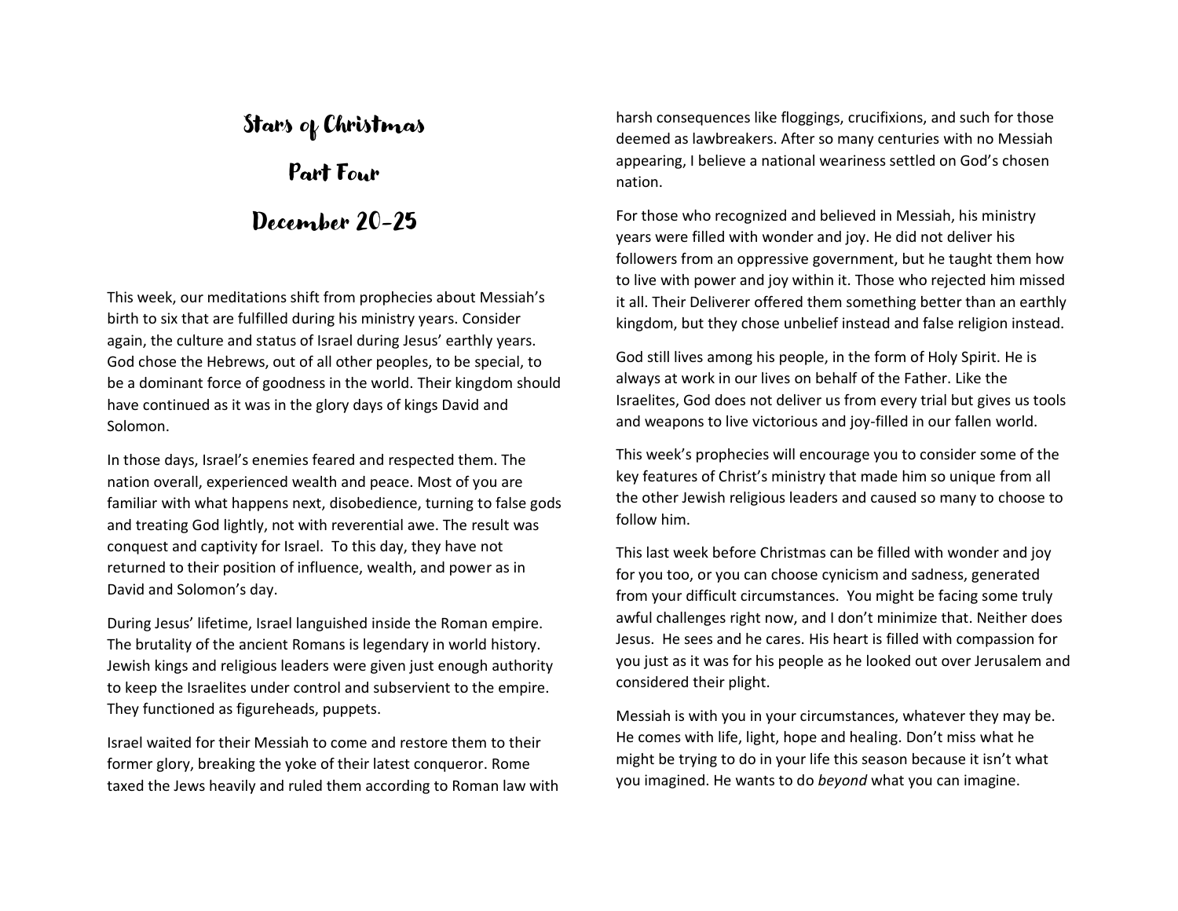# Stars of Christmas

# Part Four

# December 20-25

This week, our meditations shift from prophecies about Messiah's birth to six that are fulfilled during his ministry years. Consider again, the culture and status of Israel during Jesus' earthly years. God chose the Hebrews, out of all other peoples, to be special, to be a dominant force of goodness in the world. Their kingdom should have continued as it was in the glory days of kings David and Solomon.

In those days, Israel's enemies feared and respected them. The nation overall, experienced wealth and peace. Most of you are familiar with what happens next, disobedience, turning to false gods and treating God lightly, not with reverential awe. The result was conquest and captivity for Israel. To this day, they have not returned to their position of influence, wealth, and power as in David and Solomon's day.

During Jesus' lifetime, Israel languished inside the Roman empire. The brutality of the ancient Romans is legendary in world history. Jewish kings and religious leaders were given just enough authority to keep the Israelites under control and subservient to the empire. They functioned as figureheads, puppets.

Israel waited for their Messiah to come and restore them to their former glory, breaking the yoke of their latest conqueror. Rome taxed the Jews heavily and ruled them according to Roman law with harsh consequences like floggings, crucifixions, and such for those deemed as lawbreakers. After so many centuries with no Messiah appearing, I believe a national weariness settled on God's chosen nation.

For those who recognized and believed in Messiah, his ministry years were filled with wonder and joy. He did not deliver his followers from an oppressive government, but he taught them how to live with power and joy within it. Those who rejected him missed it all. Their Deliverer offered them something better than an earthly kingdom, but they chose unbelief instead and false religion instead.

God still lives among his people, in the form of Holy Spirit. He is always at work in our lives on behalf of the Father. Like the Israelites, God does not deliver us from every trial but gives us tools and weapons to live victorious and joy-filled in our fallen world.

This week's prophecies will encourage you to consider some of the key features of Christ's ministry that made him so unique from all the other Jewish religious leaders and caused so many to choose to follow him.

This last week before Christmas can be filled with wonder and joy for you too, or you can choose cynicism and sadness, generated from your difficult circumstances. You might be facing some truly awful challenges right now, and I don't minimize that. Neither does Jesus. He sees and he cares. His heart is filled with compassion for you just as it was for his people as he looked out over Jerusalem and considered their plight.

Messiah is with you in your circumstances, whatever they may be. He comes with life, light, hope and healing. Don't miss what he might be trying to do in your life this season because it isn't what you imagined. He wants to do *beyond* what you can imagine.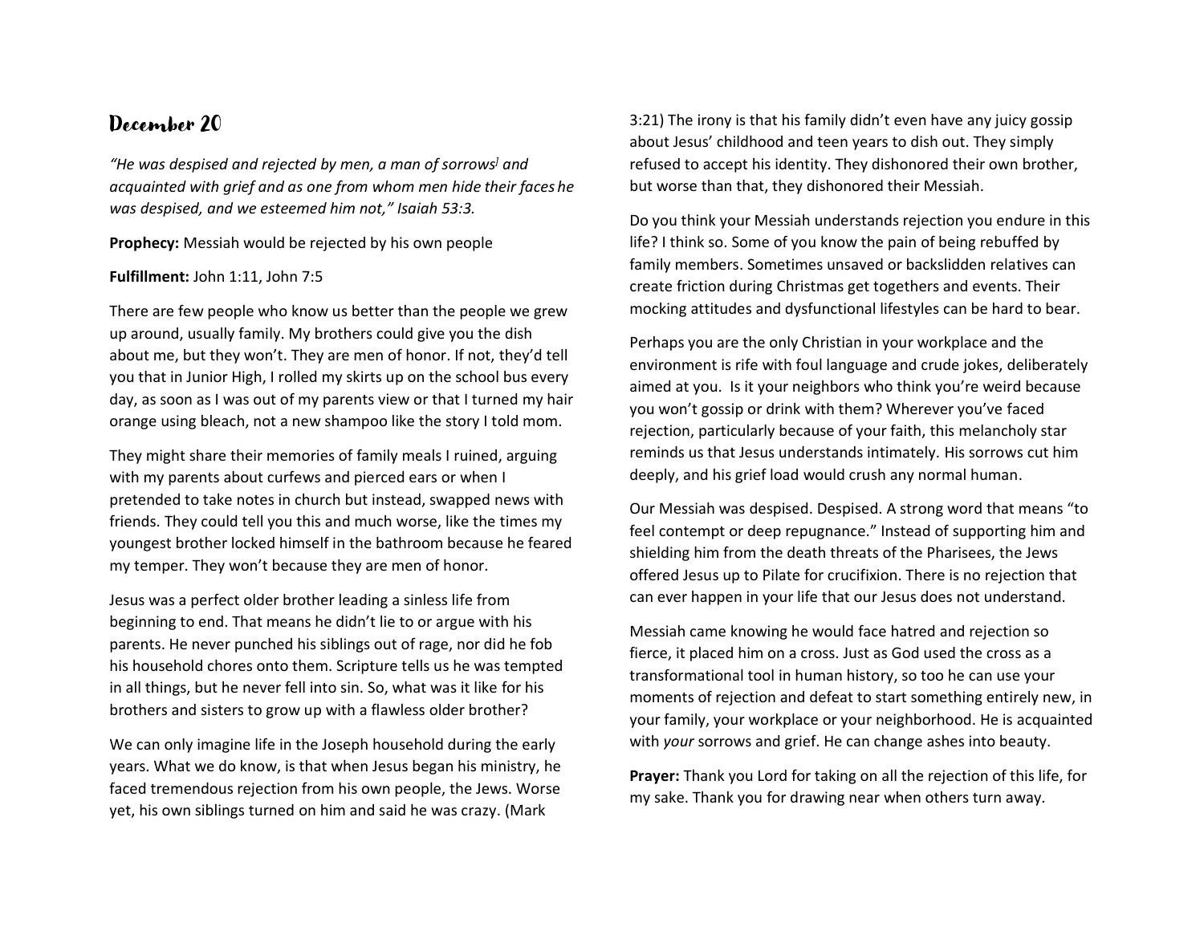## December 20

*"He was despised and rejected by men, a man of sorrows[] and acquainted with grief and as one from whom men hide their faces he was despised, and we esteemed him not," Isaiah 53:3.*

**Prophecy:** Messiah would be rejected by his own people

**Fulfillment:** John 1:11, John 7:5

There are few people who know us better than the people we grew up around, usually family. My brothers could give you the dish about me, but they won't. They are men of honor. If not, they'd tell you that in Junior High, I rolled my skirts up on the school bus every day, as soon as I was out of my parents view or that I turned my hair orange using bleach, not a new shampoo like the story I told mom.

They might share their memories of family meals I ruined, arguing with my parents about curfews and pierced ears or when I pretended to take notes in church but instead, swapped news with friends. They could tell you this and much worse, like the times my youngest brother locked himself in the bathroom because he feared my temper. They won't because they are men of honor.

Jesus was a perfect older brother leading a sinless life from beginning to end. That means he didn't lie to or argue with his parents. He never punched his siblings out of rage, nor did he fob his household chores onto them. Scripture tells us he was tempted in all things, but he never fell into sin. So, what was it like for his brothers and sisters to grow up with a flawless older brother?

We can only imagine life in the Joseph household during the early years. What we do know, is that when Jesus began his ministry, he faced tremendous rejection from his own people, the Jews. Worse yet, his own siblings turned on him and said he was crazy. (Mark 3:21) The irony is that his family didn't even have any juicy gossip about Jesus' childhood and teen years to dish out. They simply refused to accept his identity. They dishonored their own brother, but worse than that, they dishonored their Messiah.

Do you think your Messiah understands rejection you endure in this life? I think so. Some of you know the pain of being rebuffed by family members. Sometimes unsaved or backslidden relatives can create friction during Christmas get togethers and events. Their mocking attitudes and dysfunctional lifestyles can be hard to bear.

Perhaps you are the only Christian in your workplace and the environment is rife with foul language and crude jokes, deliberately aimed at you. Is it your neighbors who think you're weird because you won't gossip or drink with them? Wherever you've faced rejection, particularly because of your faith, this melancholy star reminds us that Jesus understands intimately. His sorrows cut him deeply, and his grief load would crush any normal human.

Our Messiah was despised. Despised. A strong word that means "to feel contempt or deep repugnance." Instead of supporting him and shielding him from the death threats of the Pharisees, the Jews offered Jesus up to Pilate for crucifixion. There is no rejection that can ever happen in your life that our Jesus does not understand.

Messiah came knowing he would face hatred and rejection so fierce, it placed him on a cross. Just as God used the cross as a transformational tool in human history, so too he can use your moments of rejection and defeat to start something entirely new, in your family, your workplace or your neighborhood. He is acquainted with *your* sorrows and grief. He can change ashes into beauty.

**Prayer:** Thank you Lord for taking on all the rejection of this life, for my sake. Thank you for drawing near when others turn away.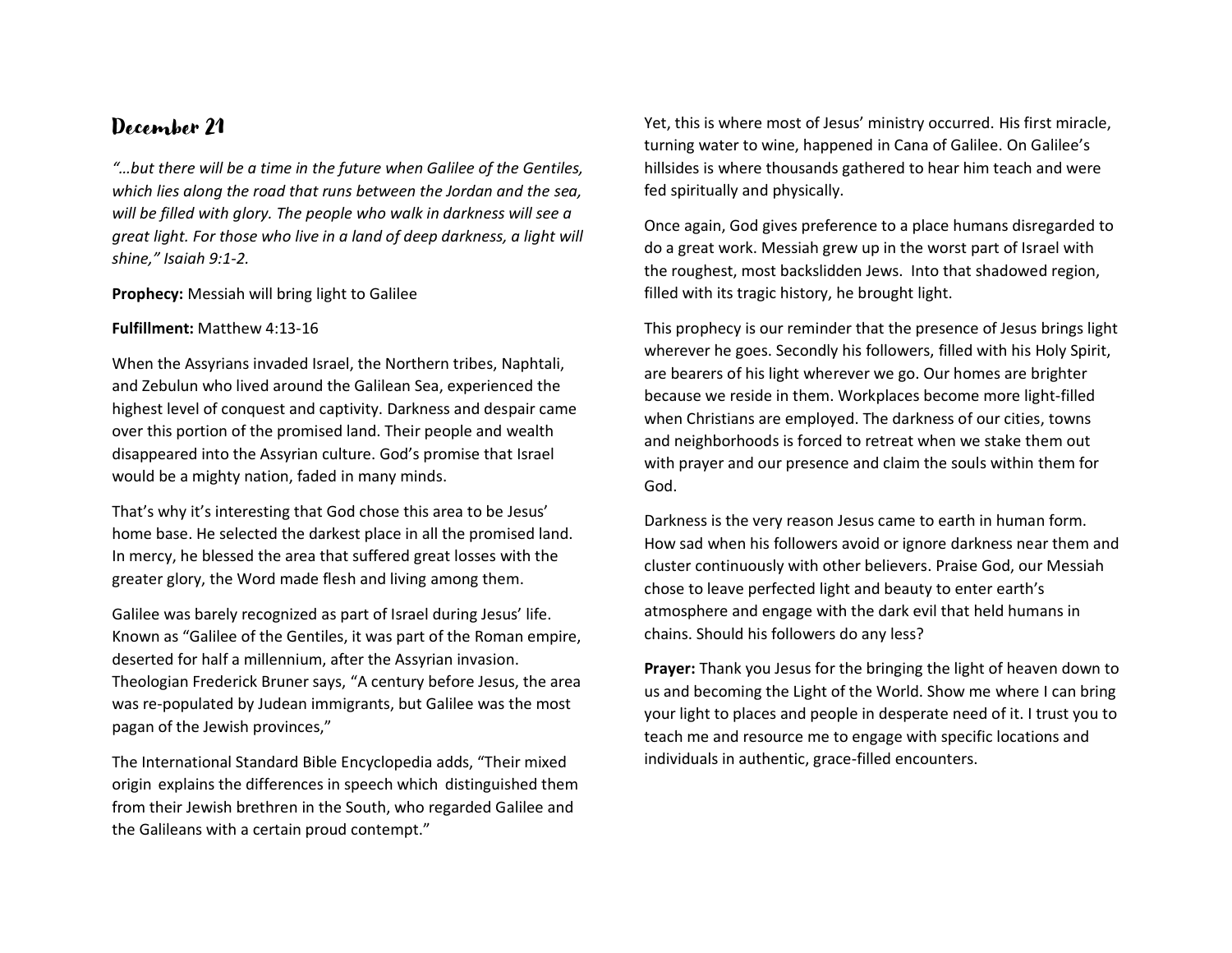# December 21

*"…but there will be a time in the future when Galilee of the Gentiles, which lies along the road that runs between the Jordan and the sea, will be filled with glory. The people who walk in darkness will see a great light. For those who live in a land of deep darkness, a light will shine," Isaiah 9:1-2.*

**Prophecy:** Messiah will bring light to Galilee

**Fulfillment:** Matthew 4:13-16

When the Assyrians invaded Israel, the Northern tribes, Naphtali, and Zebulun who lived around the Galilean Sea, experienced the highest level of conquest and captivity. Darkness and despair came over this portion of the promised land. Their people and wealth disappeared into the Assyrian culture. God's promise that Israel would be a mighty nation, faded in many minds.

That's why it's interesting that God chose this area to be Jesus' home base. He selected the darkest place in all the promised land. In mercy, he blessed the area that suffered great losses with the greater glory, the Word made flesh and living among them.

Galilee was barely recognized as part of Israel during Jesus' life. Known as "Galilee of the Gentiles, it was part of the Roman empire, deserted for half a millennium, after the Assyrian invasion. Theologian Frederick Bruner says, "A century before Jesus, the area was re-populated by Judean immigrants, but Galilee was the most pagan of the Jewish provinces,"

The International Standard Bible Encyclopedia adds, "Their mixed origin explains the differences in speech which distinguished them from their Jewish brethren in the South, who regarded Galilee and the Galileans with a certain proud contempt."

Yet, this is where most of Jesus' ministry occurred. His first miracle, turning water to wine, happened in Cana of Galilee. On Galilee's hillsides is where thousands gathered to hear him teach and were fed spiritually and physically.

Once again, God gives preference to a place humans disregarded to do a great work. Messiah grew up in the worst part of Israel with the roughest, most backslidden Jews. Into that shadowed region, filled with its tragic history, he brought light.

This prophecy is our reminder that the presence of Jesus brings light wherever he goes. Secondly his followers, filled with his Holy Spirit, are bearers of his light wherever we go. Our homes are brighter because we reside in them. Workplaces become more light-filled when Christians are employed. The darkness of our cities, towns and neighborhoods is forced to retreat when we stake them out with prayer and our presence and claim the souls within them for God.

Darkness is the very reason Jesus came to earth in human form. How sad when his followers avoid or ignore darkness near them and cluster continuously with other believers. Praise God, our Messiah chose to leave perfected light and beauty to enter earth's atmosphere and engage with the dark evil that held humans in chains. Should his followers do any less?

**Prayer:** Thank you Jesus for the bringing the light of heaven down to us and becoming the Light of the World. Show me where I can bring your light to places and people in desperate need of it. I trust you to teach me and resource me to engage with specific locations and individuals in authentic, grace-filled encounters.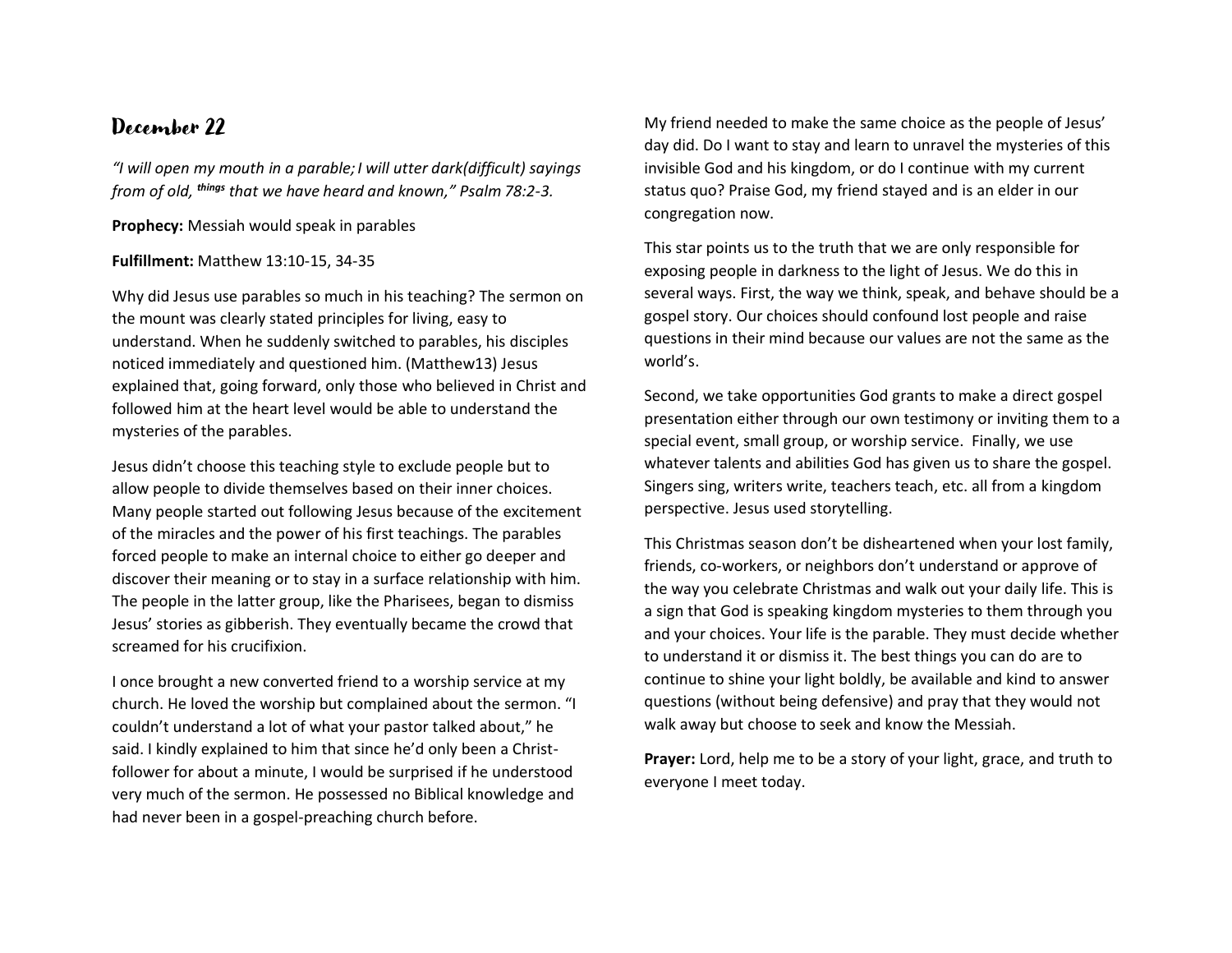## December 22

*"I will open my mouth in a parable; I will utter dark(difficult) sayings from of old, things that we have heard and known," Psalm 78:2-3.*

**Prophecy:** Messiah would speak in parables

**Fulfillment:** Matthew 13:10-15, 34-35

Why did Jesus use parables so much in his teaching? The sermon on the mount was clearly stated principles for living, easy to understand. When he suddenly switched to parables, his disciples noticed immediately and questioned him. (Matthew13) Jesus explained that, going forward, only those who believed in Christ and followed him at the heart level would be able to understand the mysteries of the parables.

Jesus didn't choose this teaching style to exclude people but to allow people to divide themselves based on their inner choices. Many people started out following Jesus because of the excitement of the miracles and the power of his first teachings. The parables forced people to make an internal choice to either go deeper and discover their meaning or to stay in a surface relationship with him. The people in the latter group, like the Pharisees, began to dismiss Jesus' stories as gibberish. They eventually became the crowd that screamed for his crucifixion.

I once brought a new converted friend to a worship service at my church. He loved the worship but complained about the sermon. "I couldn't understand a lot of what your pastor talked about," he said. I kindly explained to him that since he'd only been a Christ-follower for about a minute, I would be surprised if he understood very much of the sermon. He possessed no Biblical knowledge and had never been in a gospel-preaching church before.

My friend needed to make the same choice as the people of Jesus' day did. Do I want to stay and learn to unravel the mysteries of this invisible God and his kingdom, or do I continue with my current status quo? Praise God, my friend stayed and is an elder in our congregation now.

This star points us to the truth that we are only responsible for exposing people in darkness to the light of Jesus. We do this in several ways. First, the way we think, speak, and behave should be a gospel story. Our choices should confound lost people and raise questions in their mind because our values are not the same as the world's.

Second, we take opportunities God grants to make a direct gospel presentation either through our own testimony or inviting them to a special event, small group, or worship service. Finally, we use whatever talents and abilities God has given us to share the gospel. Singers sing, writers write, teachers teach, etc. all from a kingdom perspective. Jesus used storytelling.

This Christmas season don't be disheartened when your lost family, friends, co-workers, or neighbors don't understand or approve of the way you celebrate Christmas and walk out your daily life. This is a sign that God is speaking kingdom mysteries to them through you and your choices. Your life is the parable. They must decide whether to understand it or dismiss it. The best things you can do are to continue to shine your light boldly, be available and kind to answer questions (without being defensive) and pray that they would not walk away but choose to seek and know the Messiah.

**Prayer:** Lord, help me to be a story of your light, grace, and truth to everyone I meet today.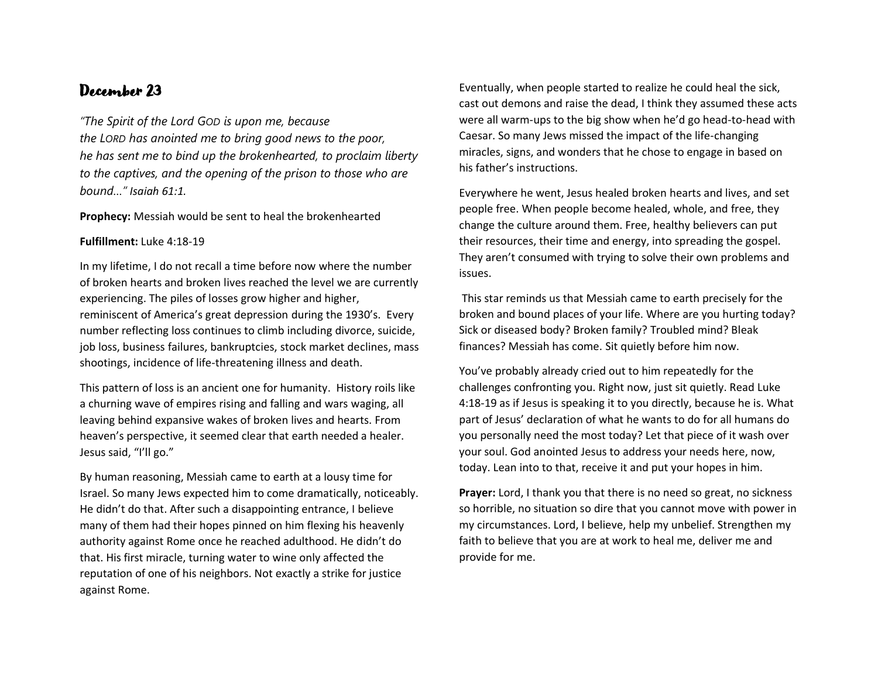# December 23

*"The Spirit of the Lord GOD is upon me, because the LORD has anointed me to bring good news to the poor, he has sent me to bind up the brokenhearted, to proclaim liberty to the captives, and the opening of the prison to those who are bound..." Isaiah 61:1.*

**Prophecy:** Messiah would be sent to heal the brokenhearted

**Fulfillment:** Luke 4:18-19

In my lifetime, I do not recall a time before now where the number of broken hearts and broken lives reached the level we are currently experiencing. The piles of losses grow higher and higher, reminiscent of America's great depression during the 1930's. Every number reflecting loss continues to climb including divorce, suicide, job loss, business failures, bankruptcies, stock market declines, mass shootings, incidence of life-threatening illness and death.

This pattern of loss is an ancient one for humanity. History roils like a churning wave of empires rising and falling and wars waging, all leaving behind expansive wakes of broken lives and hearts. From heaven's perspective, it seemed clear that earth needed a healer. Jesus said, "I'll go."

By human reasoning, Messiah came to earth at a lousy time for Israel. So many Jews expected him to come dramatically, noticeably. He didn't do that. After such a disappointing entrance, I believe many of them had their hopes pinned on him flexing his heavenly authority against Rome once he reached adulthood. He didn't do that. His first miracle, turning water to wine only affected the reputation of one of his neighbors. Not exactly a strike for justice against Rome.

Eventually, when people started to realize he could heal the sick, cast out demons and raise the dead, I think they assumed these acts were all warm-ups to the big show when he'd go head-to-head with Caesar. So many Jews missed the impact of the life-changing miracles, signs, and wonders that he chose to engage in based on his father's instructions.

Everywhere he went, Jesus healed broken hearts and lives, and set people free. When people become healed, whole, and free, they change the culture around them. Free, healthy believers can put their resources, their time and energy, into spreading the gospel. They aren't consumed with trying to solve their own problems and issues.

This star reminds us that Messiah came to earth precisely for the broken and bound places of your life. Where are you hurting today? Sick or diseased body? Broken family? Troubled mind? Bleak finances? Messiah has come. Sit quietly before him now.

You've probably already cried out to him repeatedly for the challenges confronting you. Right now, just sit quietly. Read Luke 4:18-19 as if Jesus is speaking it to you directly, because he is. What part of Jesus' declaration of what he wants to do for all humans do you personally need the most today? Let that piece of it wash over your soul. God anointed Jesus to address your needs here, now, today. Lean into to that, receive it and put your hopes in him.

**Prayer:** Lord, I thank you that there is no need so great, no sickness so horrible, no situation so dire that you cannot move with power in my circumstances. Lord, I believe, help my unbelief. Strengthen my faith to believe that you are at work to heal me, deliver me and provide for me.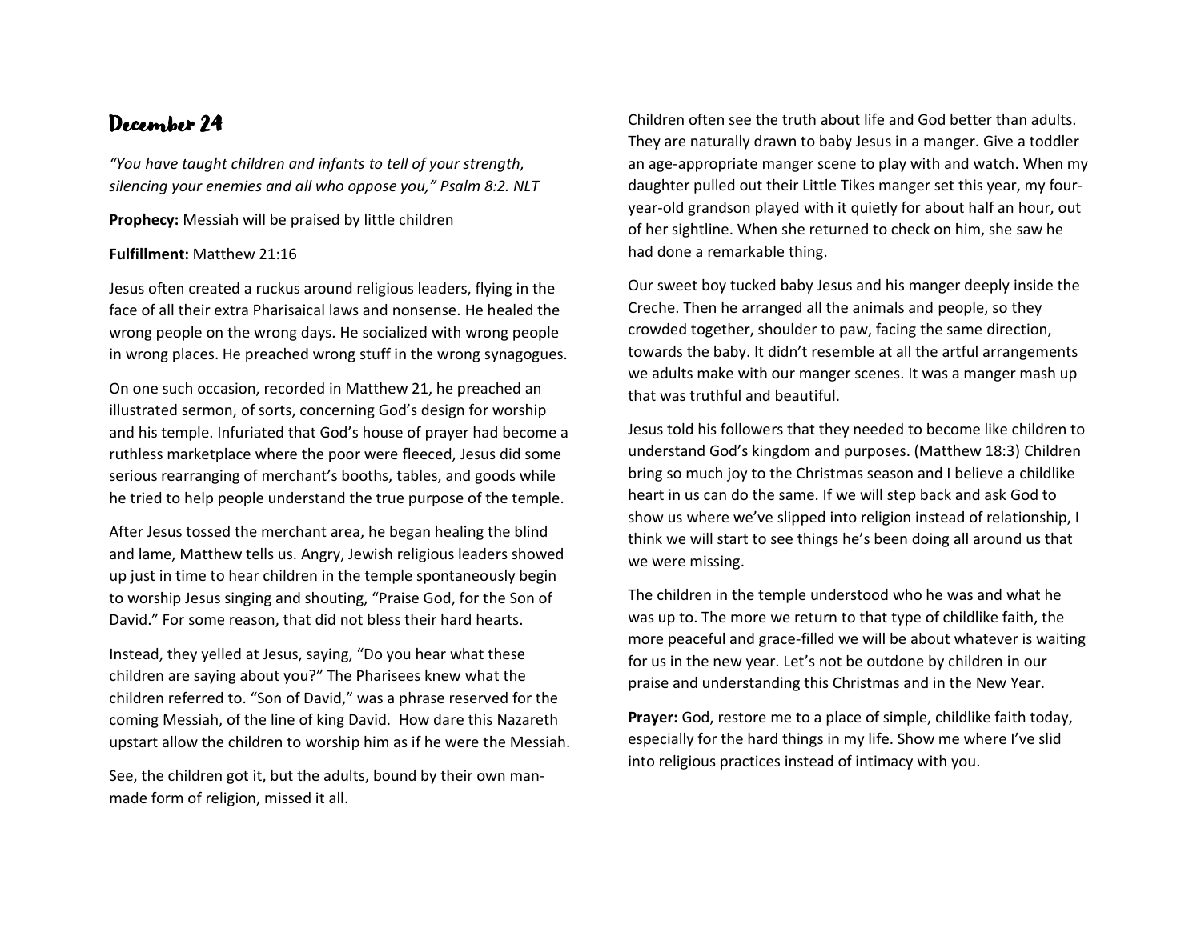# December 24

*"You have taught children and infants to tell of your strength, silencing your enemies and all who oppose you," Psalm 8:2. NLT*

**Prophecy:** Messiah will be praised by little children

**Fulfillment:** Matthew 21:16

Jesus often created a ruckus around religious leaders, flying in the face of all their extra Pharisaical laws and nonsense. He healed the wrong people on the wrong days. He socialized with wrong people in wrong places. He preached wrong stuff in the wrong synagogues.

On one such occasion, recorded in Matthew 21, he preached an illustrated sermon, of sorts, concerning God's design for worship and his temple. Infuriated that God's house of prayer had become a ruthless marketplace where the poor were fleeced, Jesus did some serious rearranging of merchant's booths, tables, and goods while he tried to help people understand the true purpose of the temple.

After Jesus tossed the merchant area, he began healing the blind and lame, Matthew tells us. Angry, Jewish religious leaders showed up just in time to hear children in the temple spontaneously begin to worship Jesus singing and shouting, "Praise God, for the Son of David." For some reason, that did not bless their hard hearts.

Instead, they yelled at Jesus, saying, "Do you hear what these children are saying about you?" The Pharisees knew what the children referred to. "Son of David," was a phrase reserved for the coming Messiah, of the line of king David. How dare this Nazareth upstart allow the children to worship him as if he were the Messiah.

See, the children got it, but the adults, bound by their own man-made form of religion, missed it all.

Children often see the truth about life and God better than adults. They are naturally drawn to baby Jesus in a manger. Give a toddler an age-appropriate manger scene to play with and watch. When my daughter pulled out their Little Tikes manger set this year, my four-year-old grandson played with it quietly for about half an hour, out of her sightline. When she returned to check on him, she saw he had done a remarkable thing.

Our sweet boy tucked baby Jesus and his manger deeply inside the Creche. Then he arranged all the animals and people, so they crowded together, shoulder to paw, facing the same direction, towards the baby. It didn't resemble at all the artful arrangements we adults make with our manger scenes. It was a manger mash up that was truthful and beautiful.

Jesus told his followers that they needed to become like children to understand God's kingdom and purposes. (Matthew 18:3) Children bring so much joy to the Christmas season and I believe a childlike heart in us can do the same. If we will step back and ask God to show us where we've slipped into religion instead of relationship, I think we will start to see things he's been doing all around us that we were missing.

The children in the temple understood who he was and what he was up to. The more we return to that type of childlike faith, the more peaceful and grace-filled we will be about whatever is waiting for us in the new year. Let's not be outdone by children in our praise and understanding this Christmas and in the New Year.

**Prayer:** God, restore me to a place of simple, childlike faith today, especially for the hard things in my life. Show me where I've slid into religious practices instead of intimacy with you.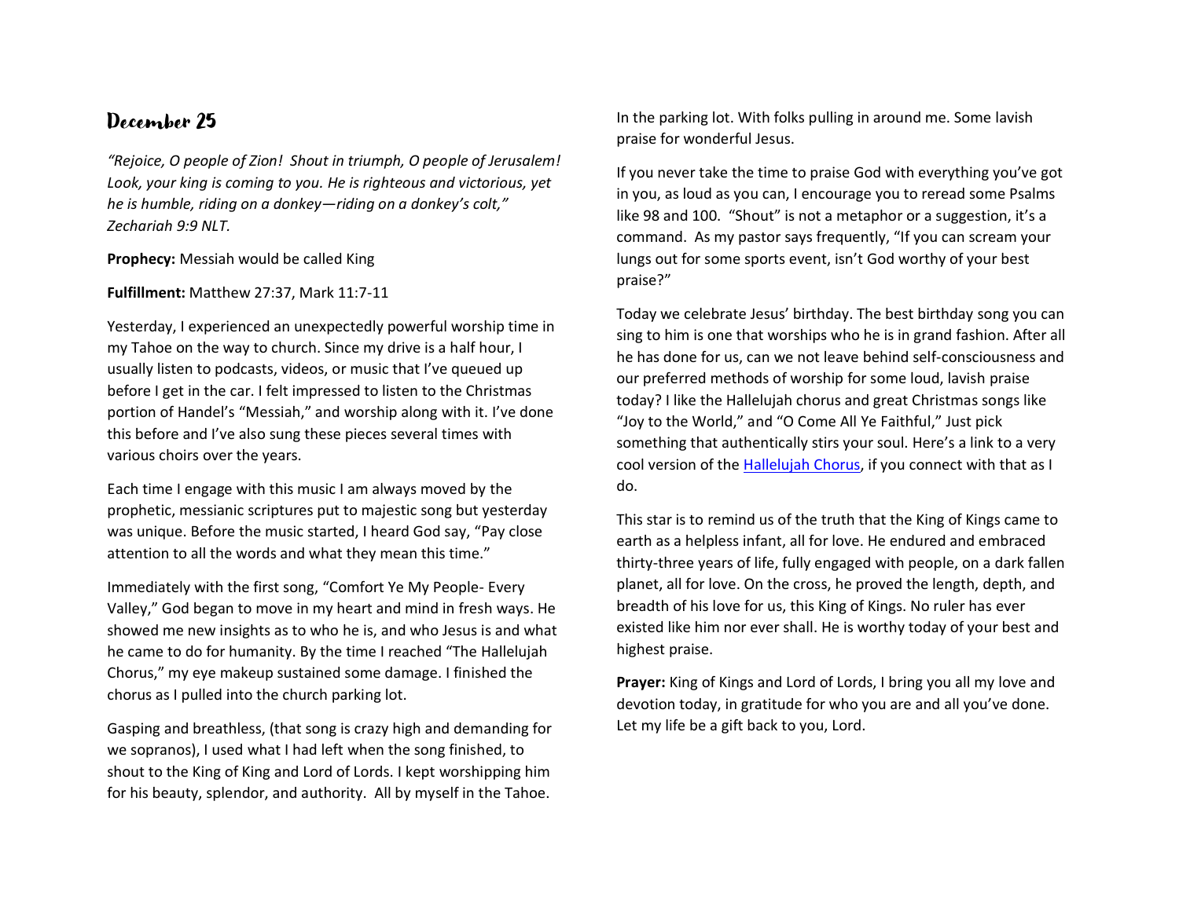# December 25

*"Rejoice, O people of Zion! Shout in triumph, O people of Jerusalem! Look, your king is coming to you. He is righteous and victorious, yet he is humble, riding on a donkey—riding on a donkey's colt," Zechariah 9:9 NLT.*

**Prophecy:** Messiah would be called King

**Fulfillment:** Matthew 27:37, Mark 11:7-11

Yesterday, I experienced an unexpectedly powerful worship time in my Tahoe on the way to church. Since my drive is a half hour, I usually listen to podcasts, videos, or music that I've queued up before I get in the car. I felt impressed to listen to the Christmas portion of Handel's "Messiah," and worship along with it. I've done this before and I've also sung these pieces several times with various choirs over the years.

Each time I engage with this music I am always moved by the prophetic, messianic scriptures put to majestic song but yesterday was unique. Before the music started, I heard God say, "Pay close attention to all the words and what they mean this time."

Immediately with the first song, "Comfort Ye My People- Every Valley," God began to move in my heart and mind in fresh ways. He showed me new insights as to who he is, and who Jesus is and what he came to do for humanity. By the time I reached "The Hallelujah Chorus," my eye makeup sustained some damage. I finished the chorus as I pulled into the church parking lot.

Gasping and breathless, (that song is crazy high and demanding for we sopranos), I used what I had left when the song finished, to shout to the King of King and Lord of Lords. I kept worshipping him for his beauty, splendor, and authority. All by myself in the Tahoe. In the parking lot. With folks pulling in around me. Some lavish praise for wonderful Jesus.

If you never take the time to praise God with everything you've got in you, as loud as you can, I encourage you to reread some Psalms like 98 and 100. "Shout" is not a metaphor or a suggestion, it's a command. As my pastor says frequently, "If you can scream your lungs out for some sports event, isn't God worthy of your best praise?"

Today we celebrate Jesus' birthday. The best birthday song you can sing to him is one that worships who he is in grand fashion. After all he has done for us, can we not leave behind self-consciousness and our preferred methods of worship for some loud, lavish praise today? I like the Hallelujah chorus and great Christmas songs like "Joy to the World," and "O Come All Ye Faithful," Just pick something that authentically stirs your soul. Here's a link to a very cool version of the Hallelujah Chorus, if you connect with that as I do.

This star is to remind us of the truth that the King of Kings came to earth as a helpless infant, all for love. He endured and embraced thirty-three years of life, fully engaged with people, on a dark fallen planet, all for love. On the cross, he proved the length, depth, and breadth of his love for us, this King of Kings. No ruler has ever existed like him nor ever shall. He is worthy today of your best and highest praise.

**Prayer:** King of Kings and Lord of Lords, I bring you all my love and devotion today, in gratitude for who you are and all you've done. Let my life be a gift back to you, Lord.